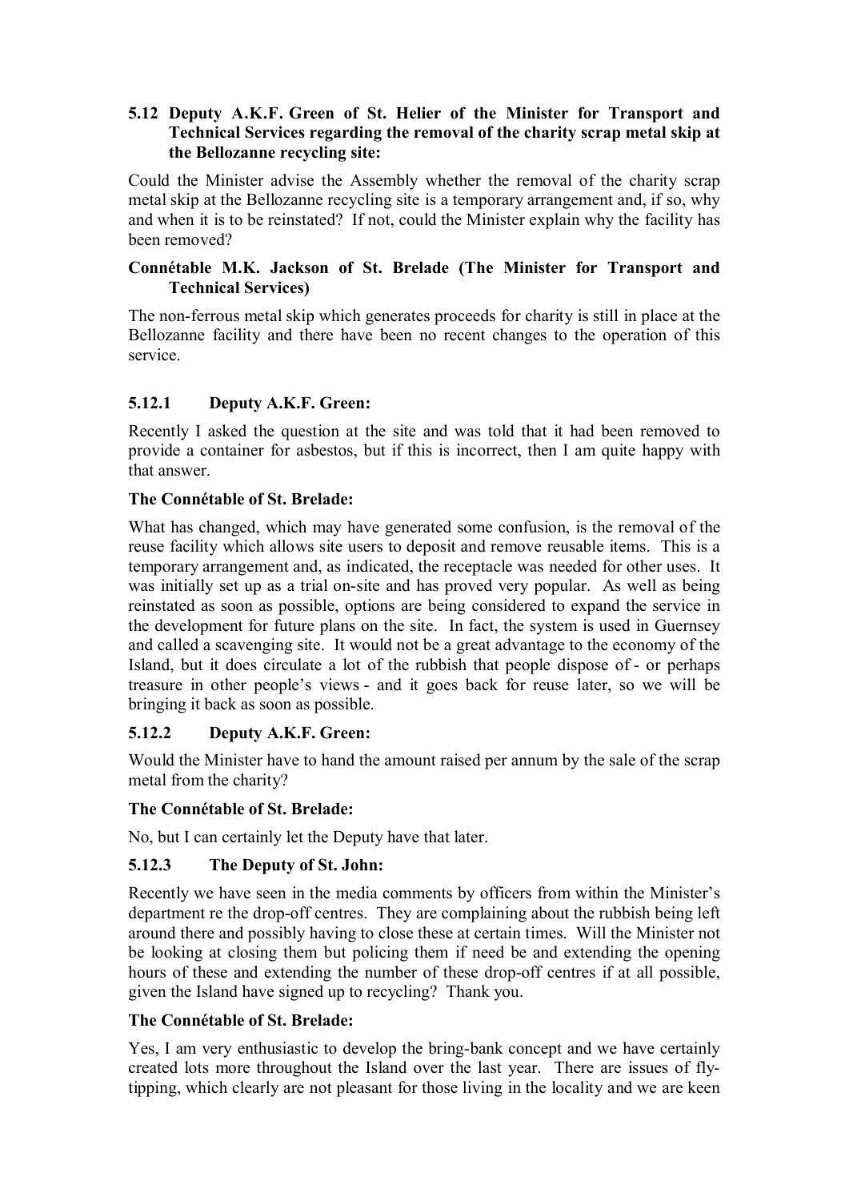### 5.12 Deputy A.K.F. Green of St. Helier of the Minister for Transport and Technical Services regarding the removal of the charity scrap metal skip at the Bellozanne recycling site:

Could the Minister advise the Assembly whether the removal of the charity scrap metal skip at the Bellozanne recycling site is a temporary arrangement and, if so, why and when it is to be reinstated? If not, could the Minister explain why the facility has been removed?

**Connétable M.K. Jackson of St. Brelade (The Minister for Transport and Technical Services)**

The non-ferrous metal skip which generates proceeds for charity is still in place at the Bellozanne facility and there have been no recent changes to the operation of this service.

#### 5.12.1 Deputy A.K.F. Green:

Recently I asked the question at the site and was told that it had been removed to provide a container for asbestos, but if this is incorrect, then I am quite happy with that answer.

**The Connétable of St. Brelade:**

What has changed, which may have generated some confusion, is the removal of the reuse facility which allows site users to deposit and remove reusable items. This is a temporary arrangement and, as indicated, the receptacle was needed for other uses. It was initially set up as a trial on-site and has proved very popular. As well as being reinstated as soon as possible, options are being considered to expand the service in the development for future plans on the site. In fact, the system is used in Guernsey and called a scavenging site. It would not be a great advantage to the economy of the Island, but it does circulate a lot of the rubbish that people dispose of - or perhaps treasure in other people's views - and it goes back for reuse later, so we will be bringing it back as soon as possible.

#### 5.12.2 Deputy A.K.F. Green:

Would the Minister have to hand the amount raised per annum by the sale of the scrap metal from the charity?

**The Connétable of St. Brelade:**

No, but I can certainly let the Deputy have that later.

#### 5.12.3 The Deputy of St. John:

Recently we have seen in the media comments by officers from within the Minister's department re the drop-off centres. They are complaining about the rubbish being left around there and possibly having to close these at certain times. Will the Minister not be looking at closing them but policing them if need be and extending the opening hours of these and extending the number of these drop-off centres if at all possible, given the Island have signed up to recycling? Thank you.

**The Connétable of St. Brelade:**

Yes, I am very enthusiastic to develop the bring-bank concept and we have certainly created lots more throughout the Island over the last year. There are issues of fly-tipping, which clearly are not pleasant for those living in the locality and we are keen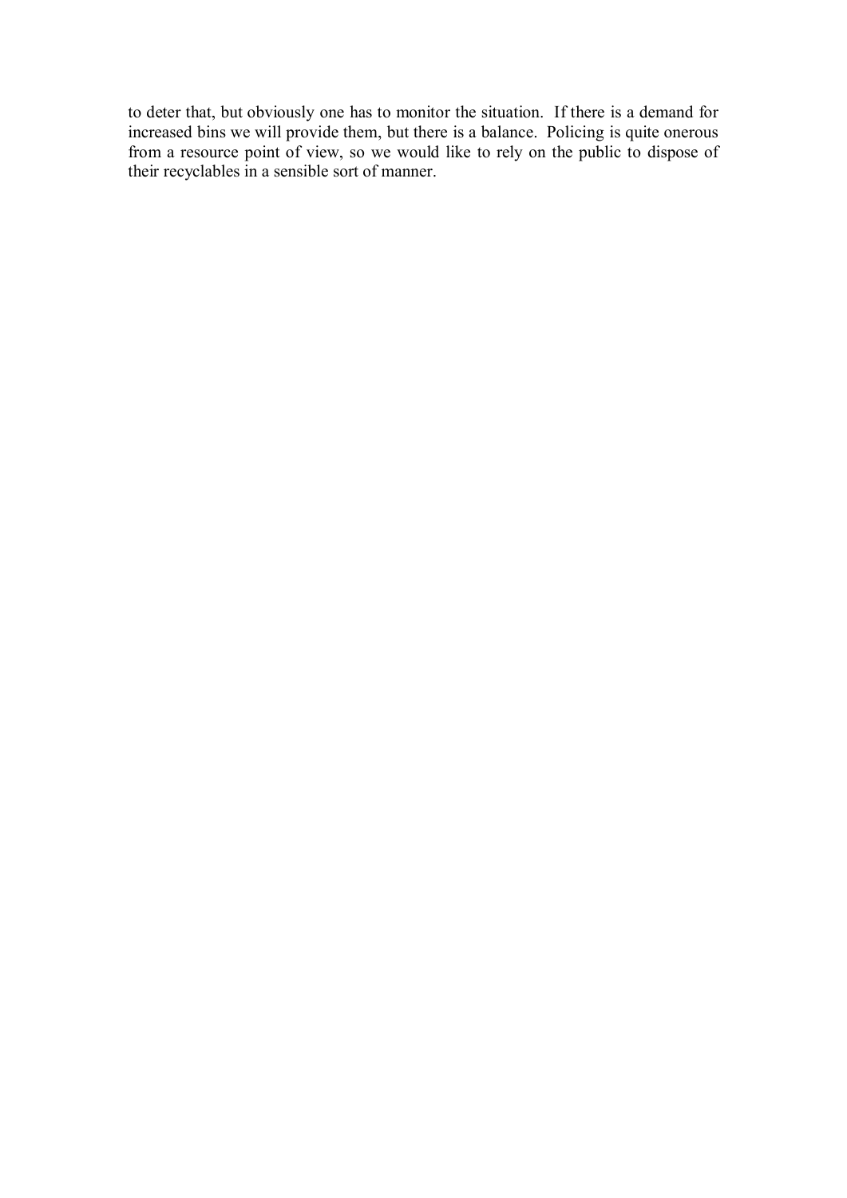to deter that, but obviously one has to monitor the situation. If there is a demand for increased bins we will provide them, but there is a balance. Policing is quite onerous from a resource point of view, so we would like to rely on the public to dispose of their recyclables in a sensible sort of manner.